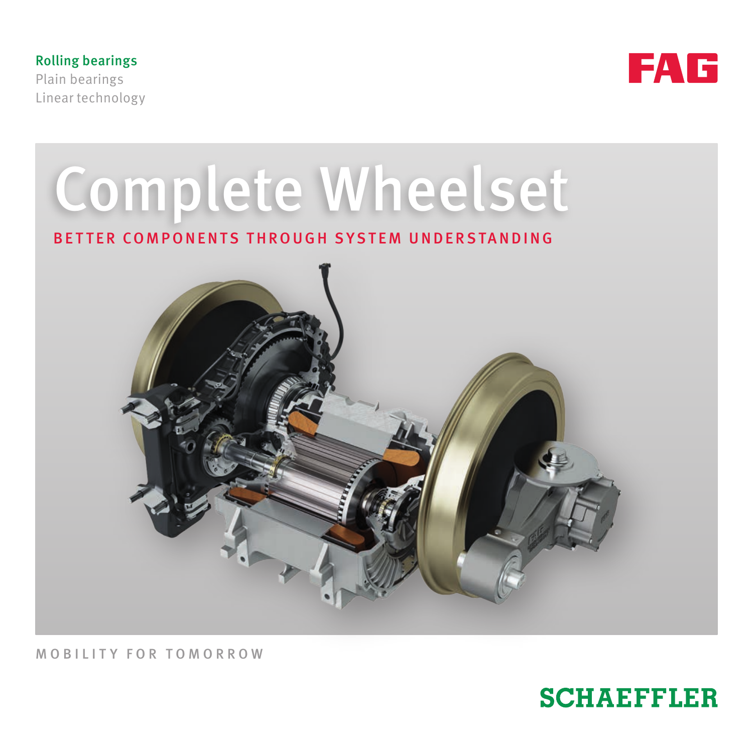Rolling bearings
Plain bearings
Linear technology

FAG

# Complete Wheelset

## BETTER COMPONENTS THROUGH SYSTEM UNDERSTANDING

MOBILITY FOR TOMORROW

SCHAEFFLER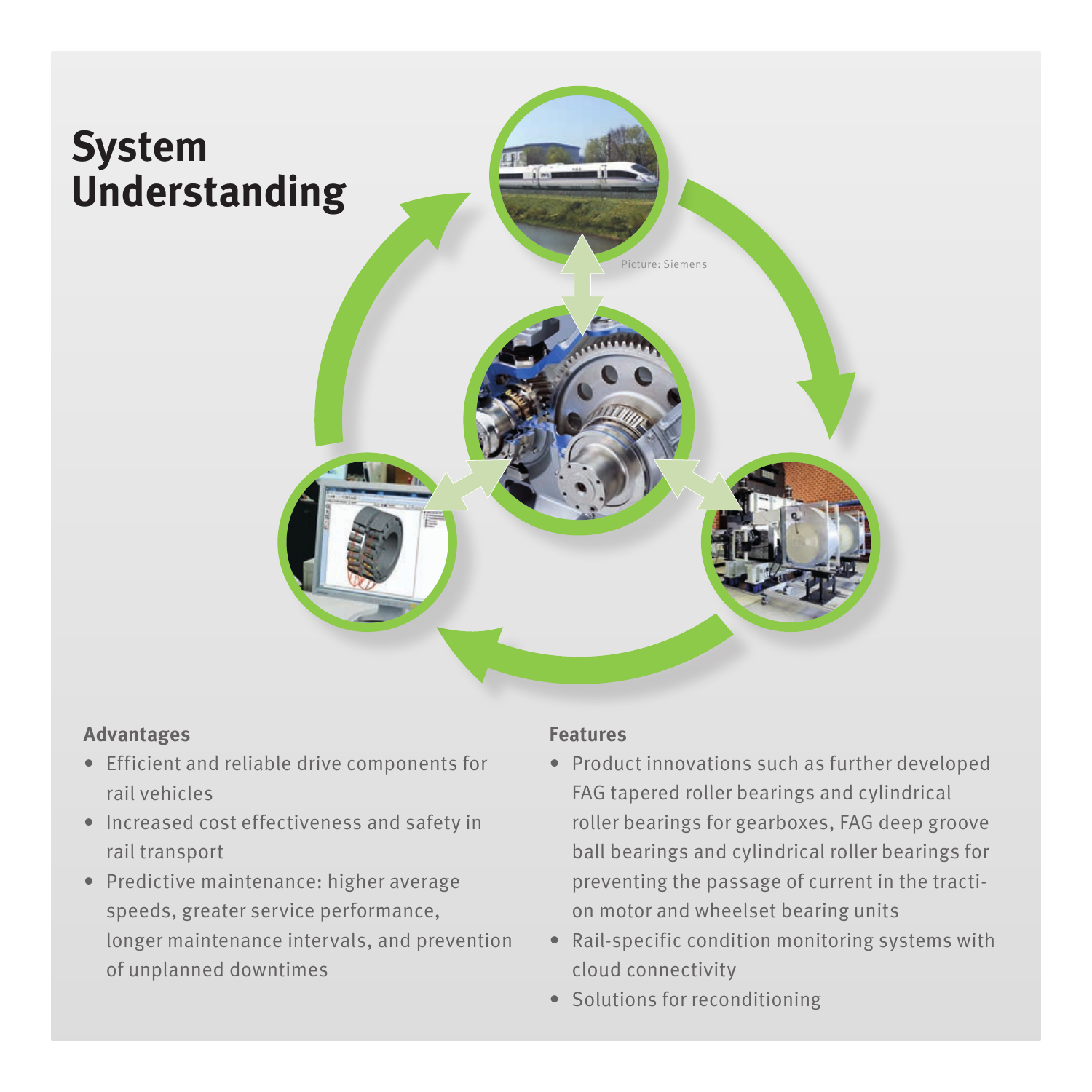# System Understanding

Picture: Siemens

### Advantages

- Efficient and reliable drive components for rail vehicles
- Increased cost effectiveness and safety in rail transport
- Predictive maintenance: higher average speeds, greater service performance, longer maintenance intervals, and prevention of unplanned downtimes

### Features

- Product innovations such as further developed FAG tapered roller bearings and cylindrical roller bearings for gearboxes, FAG deep groove ball bearings and cylindrical roller bearings for preventing the passage of current in the traction motor and wheelset bearing units
- Rail-specific condition monitoring systems with cloud connectivity
- Solutions for reconditioning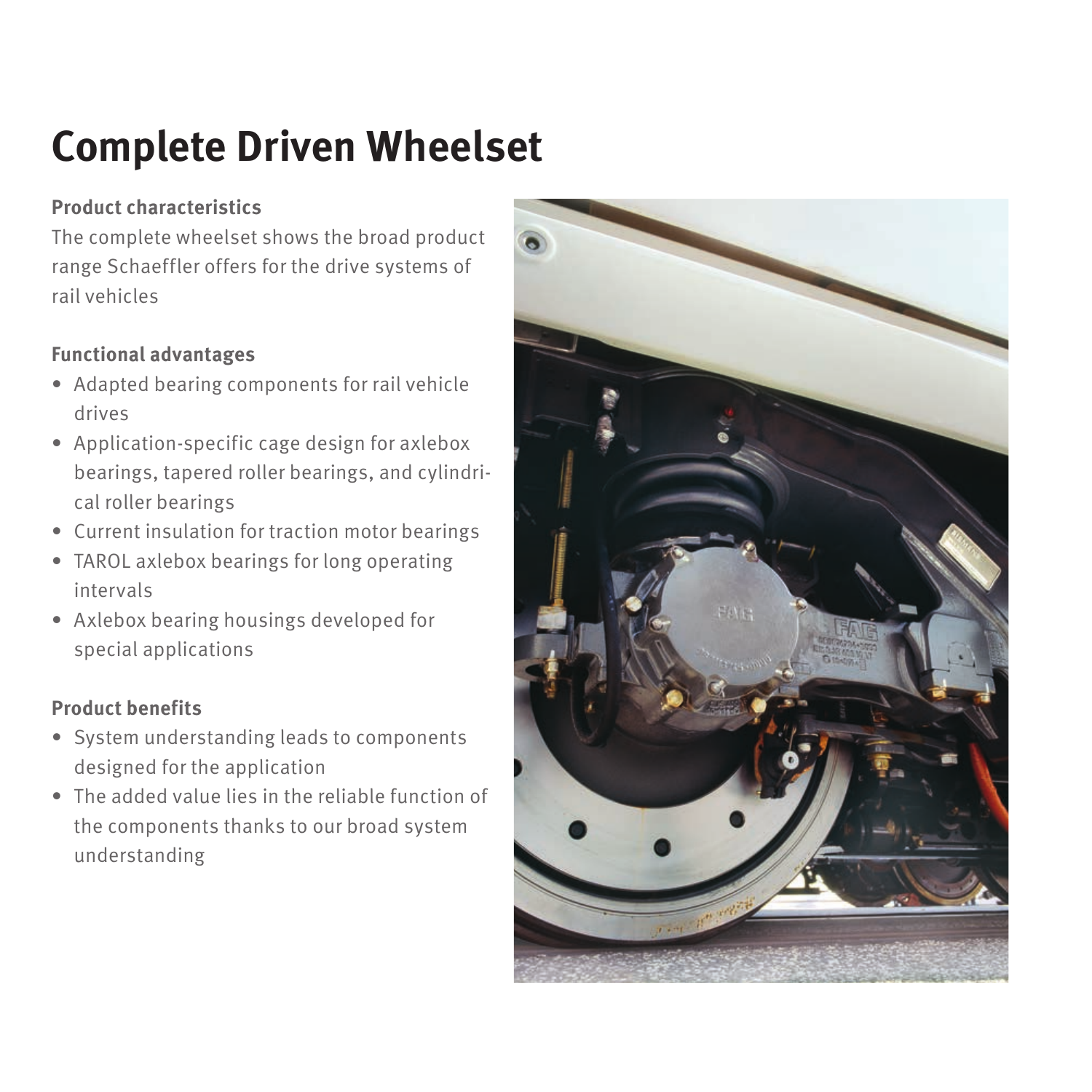# Complete Driven Wheelset

**Product characteristics**

The complete wheelset shows the broad product range Schaeffler offers for the drive systems of rail vehicles

**Functional advantages**

- Adapted bearing components for rail vehicle drives
- Application-specific cage design for axlebox bearings, tapered roller bearings, and cylindrical roller bearings
- Current insulation for traction motor bearings
- TAROL axlebox bearings for long operating intervals
- Axlebox bearing housings developed for special applications

**Product benefits**

- System understanding leads to components designed for the application
- The added value lies in the reliable function of the components thanks to our broad system understanding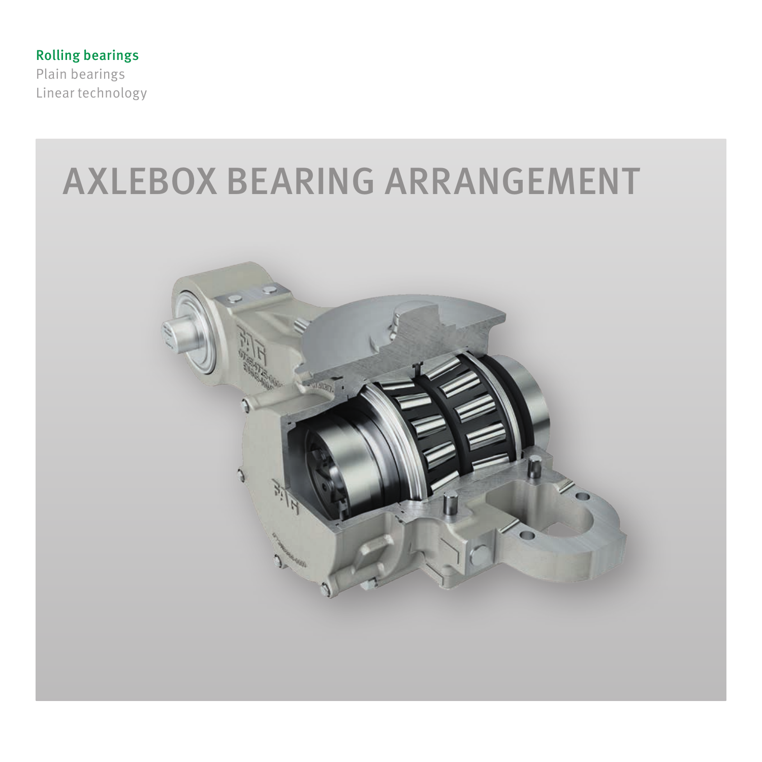**Rolling bearings**
Plain bearings
Linear technology

# AXLEBOX BEARING ARRANGEMENT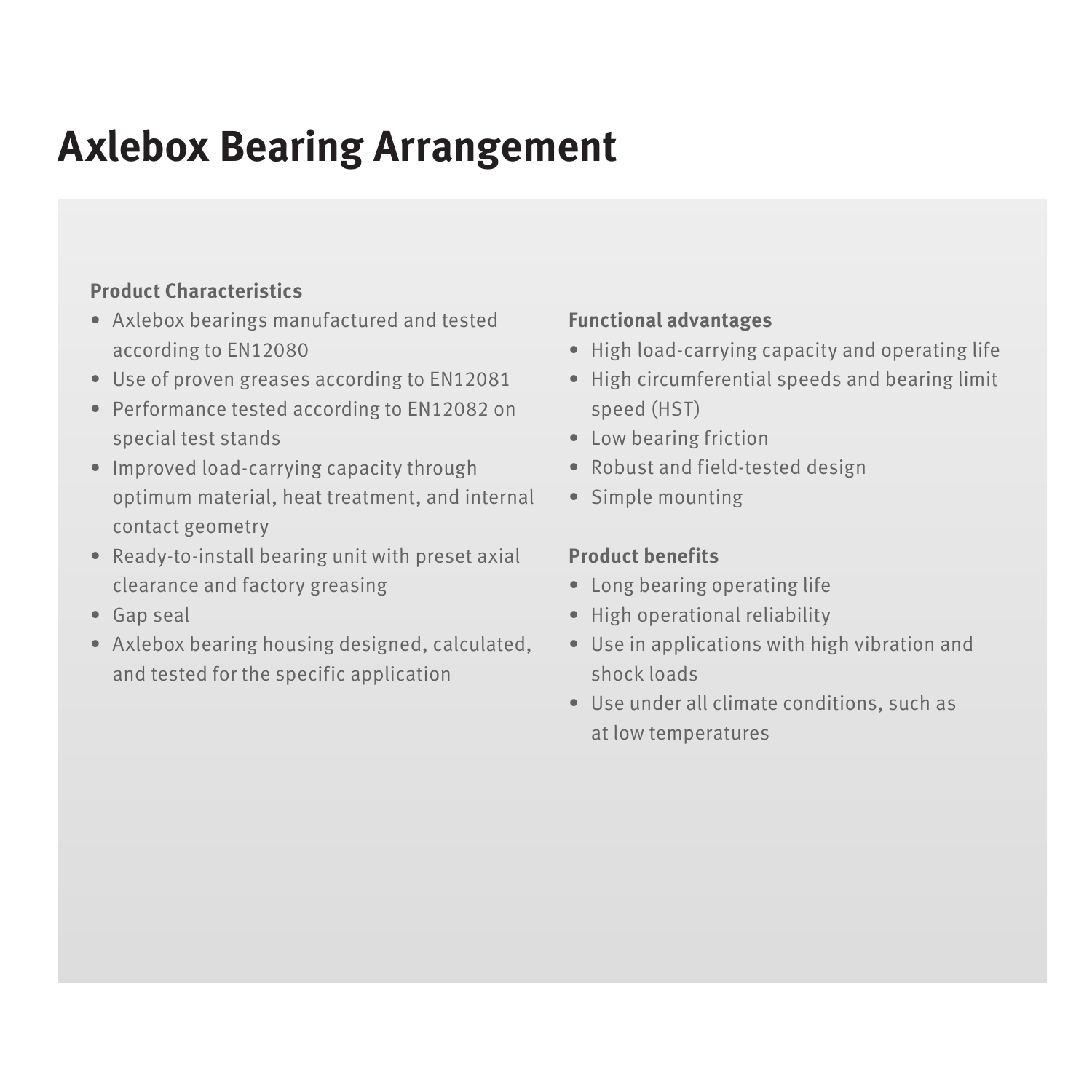# Axlebox Bearing Arrangement

**Product Characteristics**

- Axlebox bearings manufactured and tested according to EN12080
- Use of proven greases according to EN12081
- Performance tested according to EN12082 on special test stands
- Improved load-carrying capacity through optimum material, heat treatment, and internal contact geometry
- Ready-to-install bearing unit with preset axial clearance and factory greasing
- Gap seal
- Axlebox bearing housing designed, calculated, and tested for the specific application

**Functional advantages**

- High load-carrying capacity and operating life
- High circumferential speeds and bearing limit speed (HST)
- Low bearing friction
- Robust and field-tested design
- Simple mounting

**Product benefits**

- Long bearing operating life
- High operational reliability
- Use in applications with high vibration and shock loads
- Use under all climate conditions, such as at low temperatures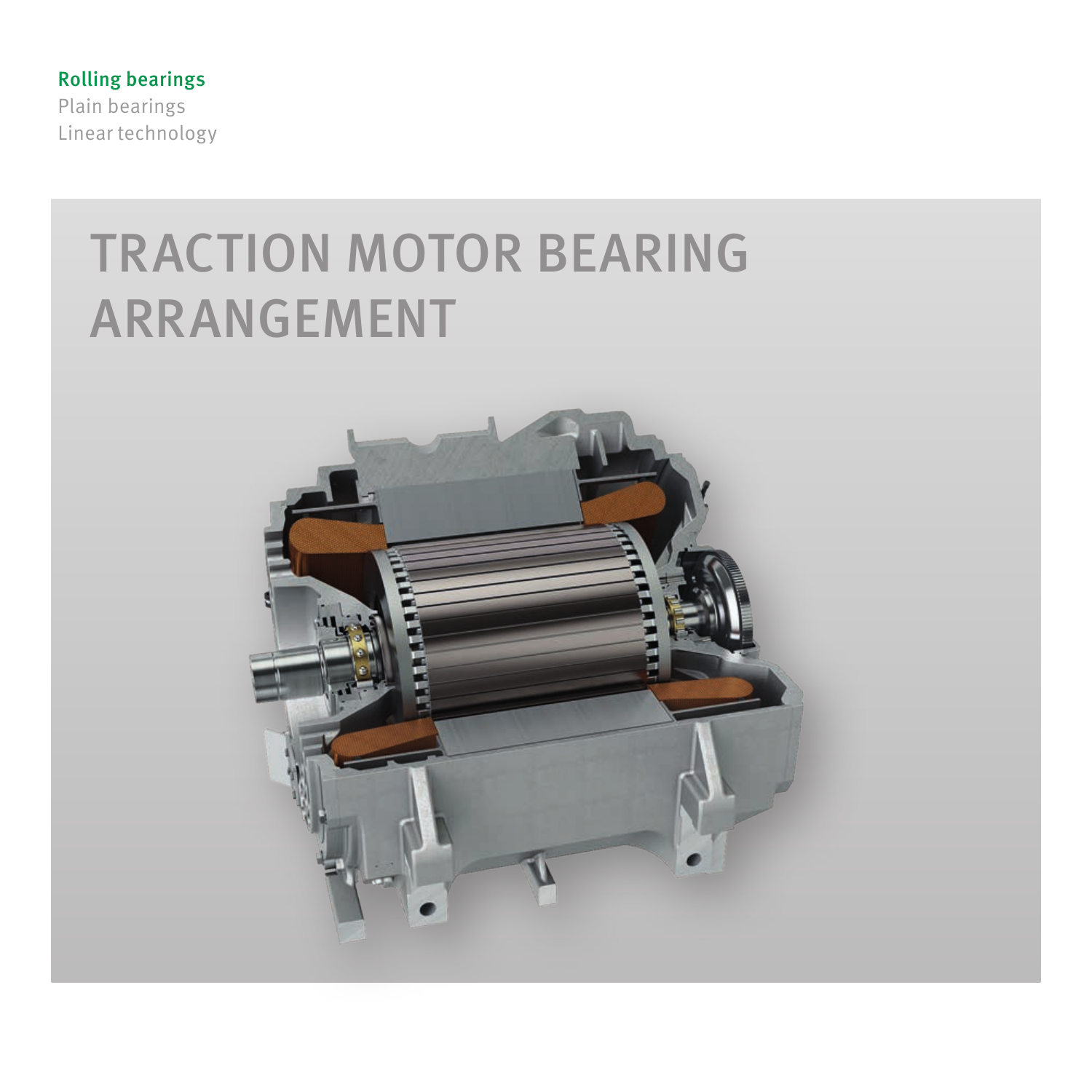**Rolling bearings**
Plain bearings
Linear technology

# TRACTION MOTOR BEARING ARRANGEMENT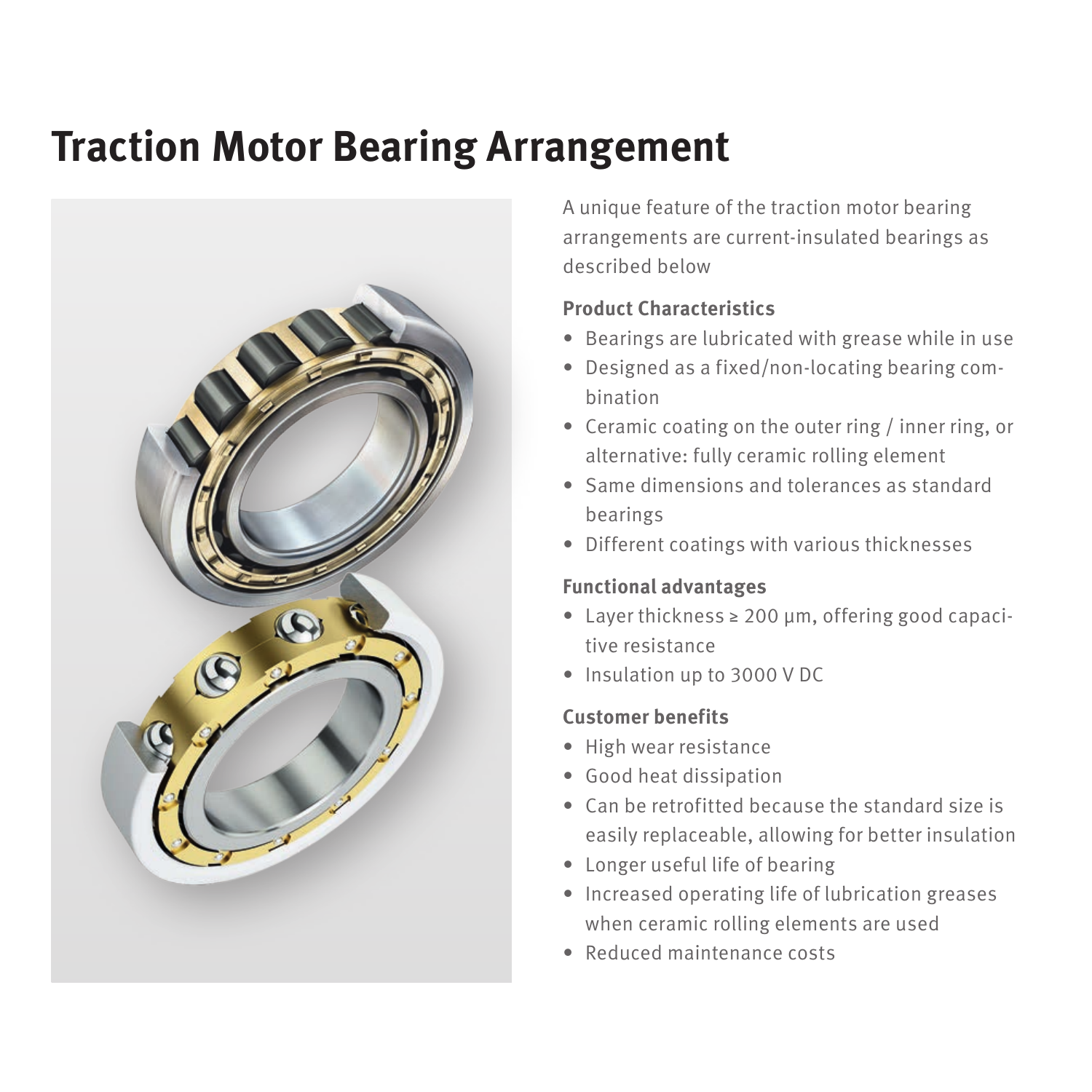# Traction Motor Bearing Arrangement

A unique feature of the traction motor bearing arrangements are current-insulated bearings as described below

### Product Characteristics

- Bearings are lubricated with grease while in use
- Designed as a fixed/non-locating bearing combination
- Ceramic coating on the outer ring / inner ring, or alternative: fully ceramic rolling element
- Same dimensions and tolerances as standard bearings
- Different coatings with various thicknesses

### Functional advantages

- Layer thickness ≥ 200 µm, offering good capacitive resistance
- Insulation up to 3000 V DC

### Customer benefits

- High wear resistance
- Good heat dissipation
- Can be retrofitted because the standard size is easily replaceable, allowing for better insulation
- Longer useful life of bearing
- Increased operating life of lubrication greases when ceramic rolling elements are used
- Reduced maintenance costs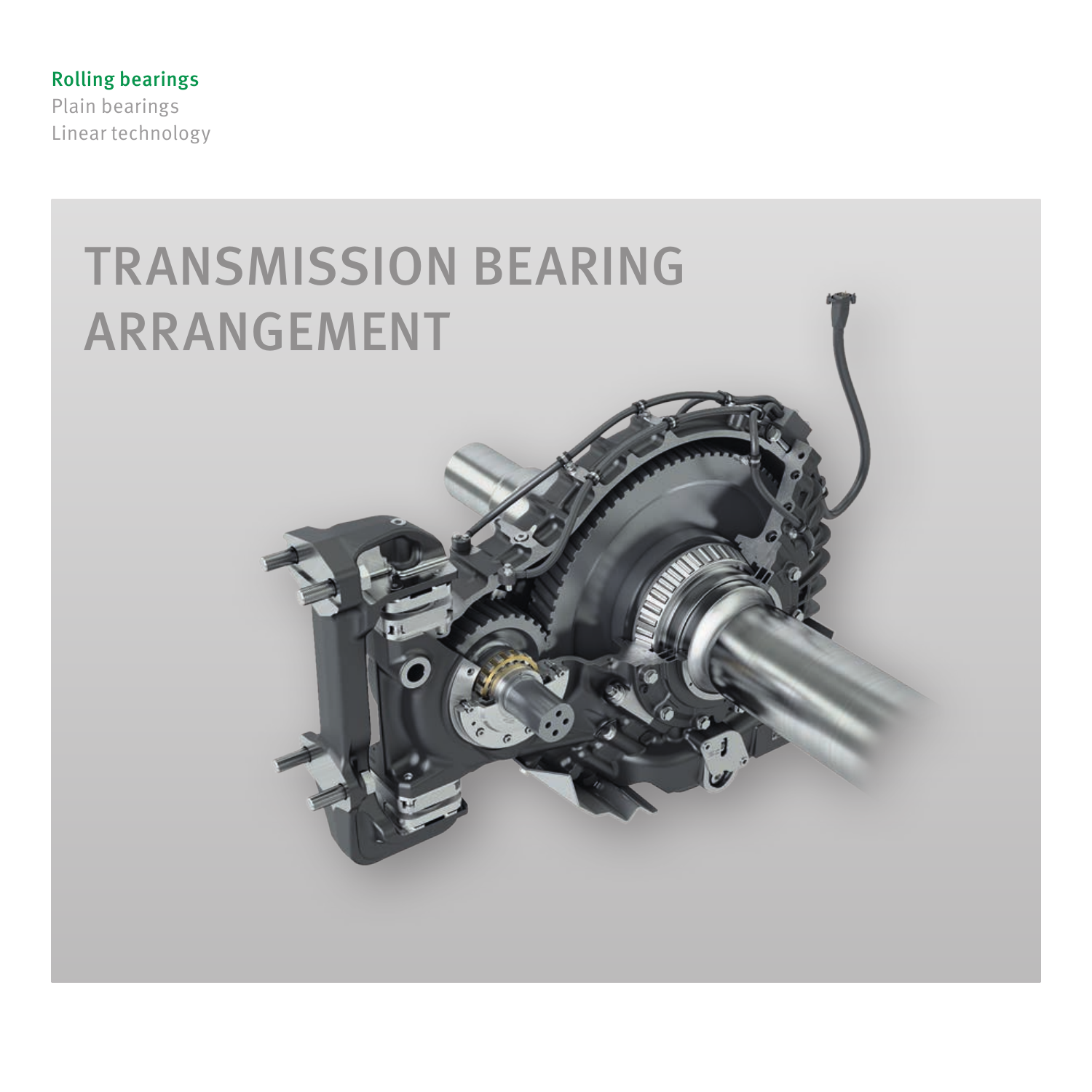**Rolling bearings**
Plain bearings
Linear technology

# TRANSMISSION BEARING ARRANGEMENT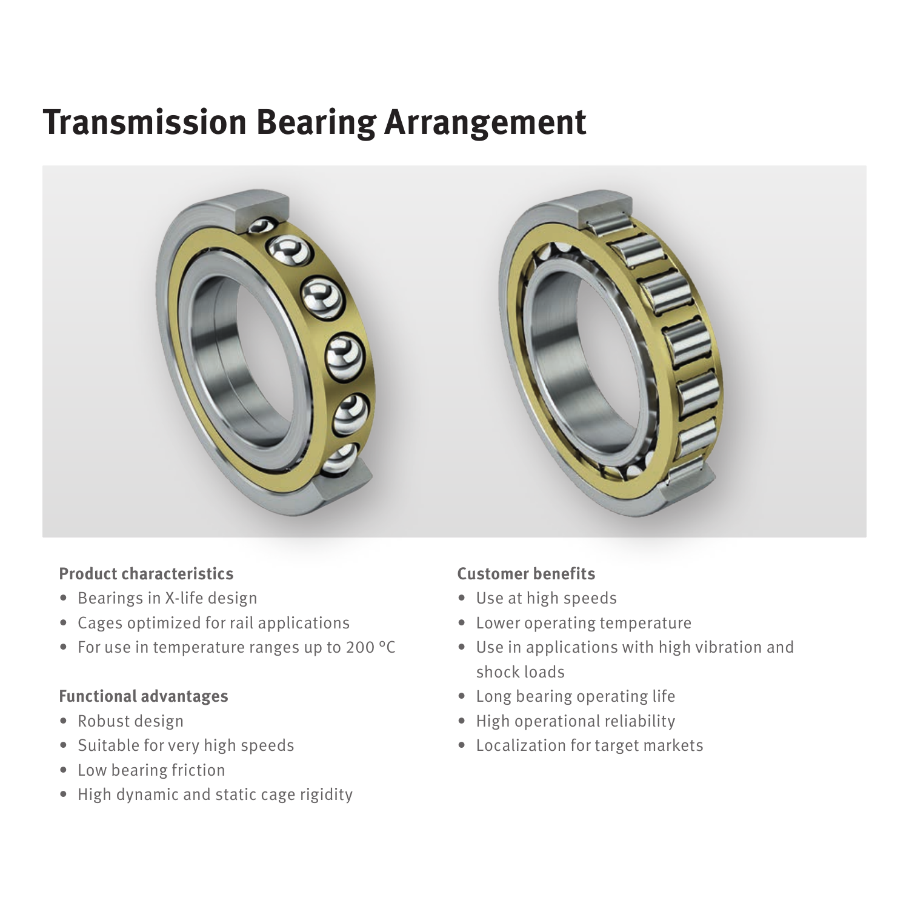# Transmission Bearing Arrangement

**Product characteristics**

- Bearings in X-life design
- Cages optimized for rail applications
- For use in temperature ranges up to 200 °C

**Functional advantages**

- Robust design
- Suitable for very high speeds
- Low bearing friction
- High dynamic and static cage rigidity

**Customer benefits**

- Use at high speeds
- Lower operating temperature
- Use in applications with high vibration and shock loads
- Long bearing operating life
- High operational reliability
- Localization for target markets